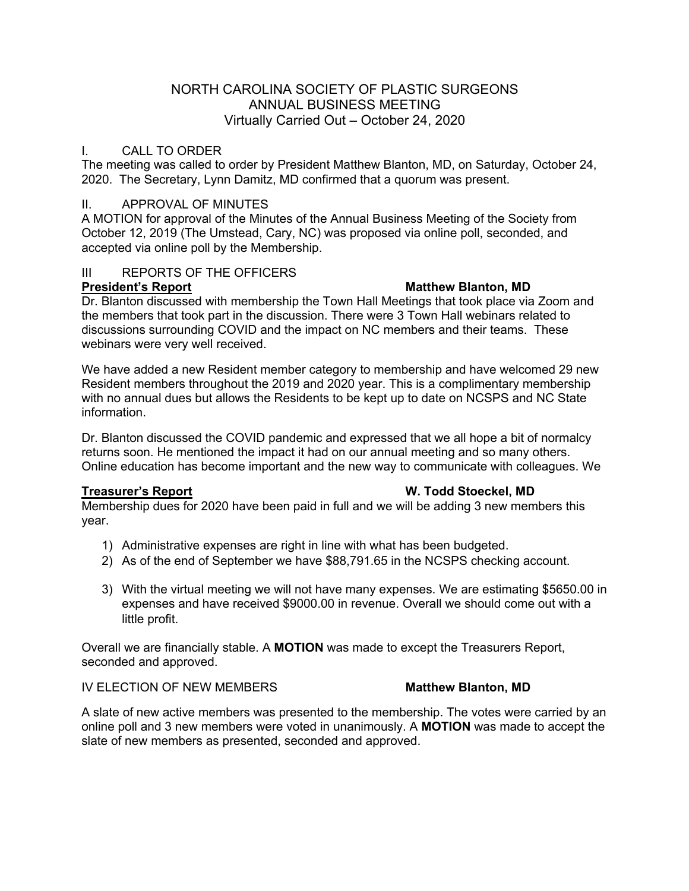# NORTH CAROLINA SOCIETY OF PLASTIC SURGEONS
## ANNUAL BUSINESS MEETING
### Virtually Carried Out – October 24, 2020

## I. CALL TO ORDER

The meeting was called to order by President Matthew Blanton, MD, on Saturday, October 24, 2020. The Secretary, Lynn Damitz, MD confirmed that a quorum was present.

## II. APPROVAL OF MINUTES

A MOTION for approval of the Minutes of the Annual Business Meeting of the Society from October 12, 2019 (The Umstead, Cary, NC) was proposed via online poll, seconded, and accepted via online poll by the Membership.

## III REPORTS OF THE OFFICERS

**President's Report** — **Matthew Blanton, MD**

Dr. Blanton discussed with membership the Town Hall Meetings that took place via Zoom and the members that took part in the discussion. There were 3 Town Hall webinars related to discussions surrounding COVID and the impact on NC members and their teams. These webinars were very well received.

We have added a new Resident member category to membership and have welcomed 29 new Resident members throughout the 2019 and 2020 year. This is a complimentary membership with no annual dues but allows the Residents to be kept up to date on NCSPS and NC State information.

Dr. Blanton discussed the COVID pandemic and expressed that we all hope a bit of normalcy returns soon. He mentioned the impact it had on our annual meeting and so many others. Online education has become important and the new way to communicate with colleagues. We

**Treasurer's Report** — **W. Todd Stoeckel, MD**

Membership dues for 2020 have been paid in full and we will be adding 3 new members this year.

1) Administrative expenses are right in line with what has been budgeted.
2) As of the end of September we have $88,791.65 in the NCSPS checking account.
3) With the virtual meeting we will not have many expenses. We are estimating $5650.00 in expenses and have received $9000.00 in revenue. Overall we should come out with a little profit.

Overall we are financially stable. A **MOTION** was made to except the Treasurers Report, seconded and approved.

## IV ELECTION OF NEW MEMBERS — **Matthew Blanton, MD**

A slate of new active members was presented to the membership. The votes were carried by an online poll and 3 new members were voted in unanimously. A **MOTION** was made to accept the slate of new members as presented, seconded and approved.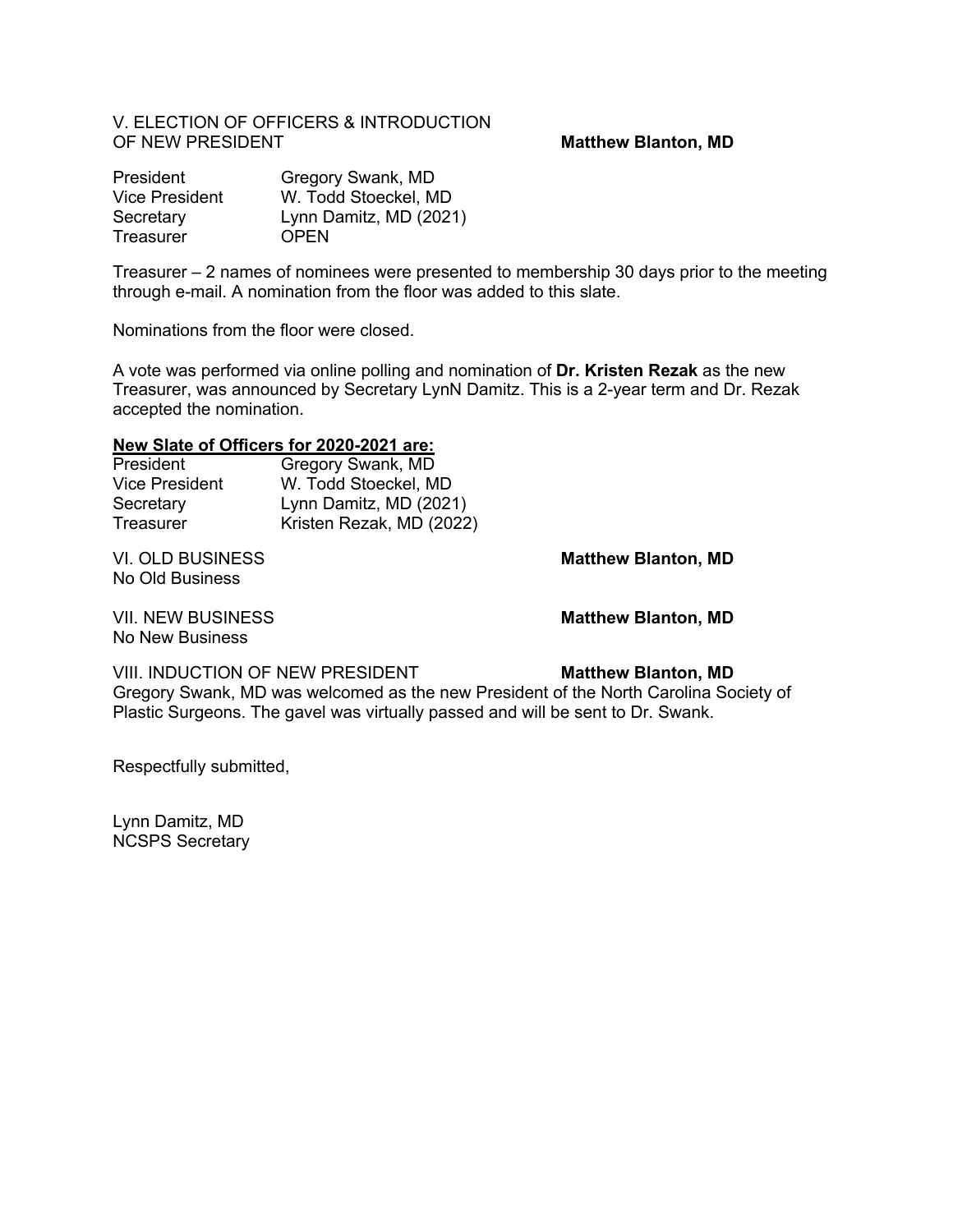V. ELECTION OF OFFICERS & INTRODUCTION OF NEW PRESIDENT **Matthew Blanton, MD**

| | |
|---|---|
| President | Gregory Swank, MD |
| Vice President | W. Todd Stoeckel, MD |
| Secretary | Lynn Damitz, MD (2021) |
| Treasurer | OPEN |

Treasurer – 2 names of nominees were presented to membership 30 days prior to the meeting through e-mail. A nomination from the floor was added to this slate.

Nominations from the floor were closed.

A vote was performed via online polling and nomination of **Dr. Kristen Rezak** as the new Treasurer, was announced by Secretary LynN Damitz. This is a 2-year term and Dr. Rezak accepted the nomination.

**New Slate of Officers for 2020-2021 are:**

| | |
|---|---|
| President | Gregory Swank, MD |
| Vice President | W. Todd Stoeckel, MD |
| Secretary | Lynn Damitz, MD (2021) |
| Treasurer | Kristen Rezak, MD (2022) |

VI. OLD BUSINESS **Matthew Blanton, MD**
No Old Business

VII. NEW BUSINESS **Matthew Blanton, MD**
No New Business

VIII. INDUCTION OF NEW PRESIDENT **Matthew Blanton, MD**
Gregory Swank, MD was welcomed as the new President of the North Carolina Society of Plastic Surgeons. The gavel was virtually passed and will be sent to Dr. Swank.

Respectfully submitted,

Lynn Damitz, MD
NCSPS Secretary